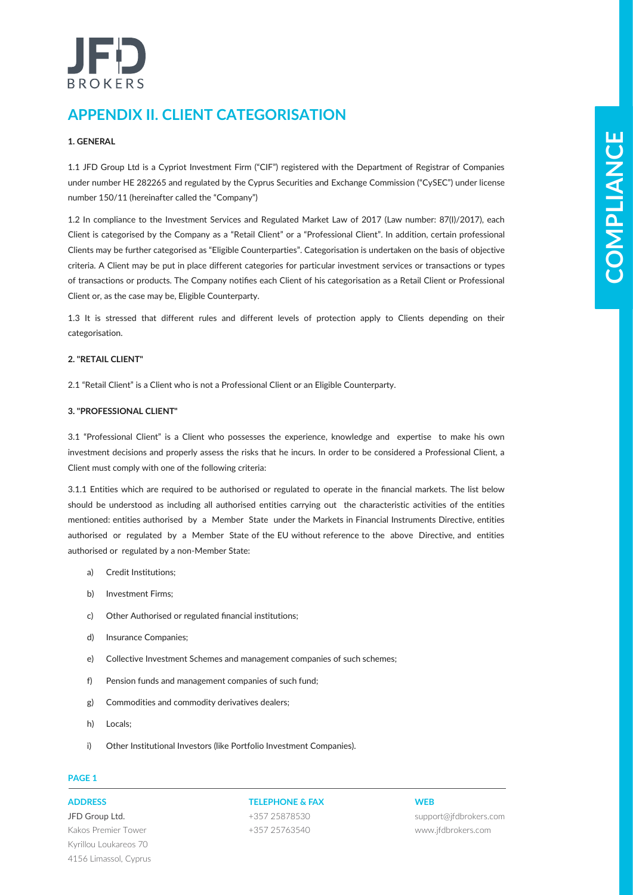# APPENDIX II. CLIENT CATEGORISATION

**1. GENERAL**

1.1 JFD Group Ltd is a Cypriot Investment Firm ("CIF") registered with the Department of Registrar of Companies under number HE 282265 and regulated by the Cyprus Securities and Exchange Commission ("CySEC") under license number 150/11 (hereinafter called the "Company")

1.2 In compliance to the Investment Services and Regulated Market Law of 2017 (Law number: 87(I)/2017), each Client is categorised by the Company as a "Retail Client" or a "Professional Client". In addition, certain professional Clients may be further categorised as "Eligible Counterparties". Categorisation is undertaken on the basis of objective criteria. A Client may be put in place different categories for particular investment services or transactions or types of transactions or products. The Company notifies each Client of his categorisation as a Retail Client or Professional Client or, as the case may be, Eligible Counterparty.

1.3 It is stressed that different rules and different levels of protection apply to Clients depending on their categorisation.

**2. "RETAIL CLIENT"**

2.1 "Retail Client" is a Client who is not a Professional Client or an Eligible Counterparty.

**3. "PROFESSIONAL CLIENT"**

3.1 "Professional Client" is a Client who possesses the experience, knowledge and expertise to make his own investment decisions and properly assess the risks that he incurs. In order to be considered a Professional Client, a Client must comply with one of the following criteria:

3.1.1 Entities which are required to be authorised or regulated to operate in the financial markets. The list below should be understood as including all authorised entities carrying out the characteristic activities of the entities mentioned: entities authorised by a Member State under the Markets in Financial Instruments Directive, entities authorised or regulated by a Member State of the EU without reference to the above Directive, and entities authorised or regulated by a non-Member State:

a) Credit Institutions;

b) Investment Firms;

c) Other Authorised or regulated financial institutions;

d) Insurance Companies;

e) Collective Investment Schemes and management companies of such schemes;

f) Pension funds and management companies of such fund;

g) Commodities and commodity derivatives dealers;

h) Locals;

i) Other Institutional Investors (like Portfolio Investment Companies).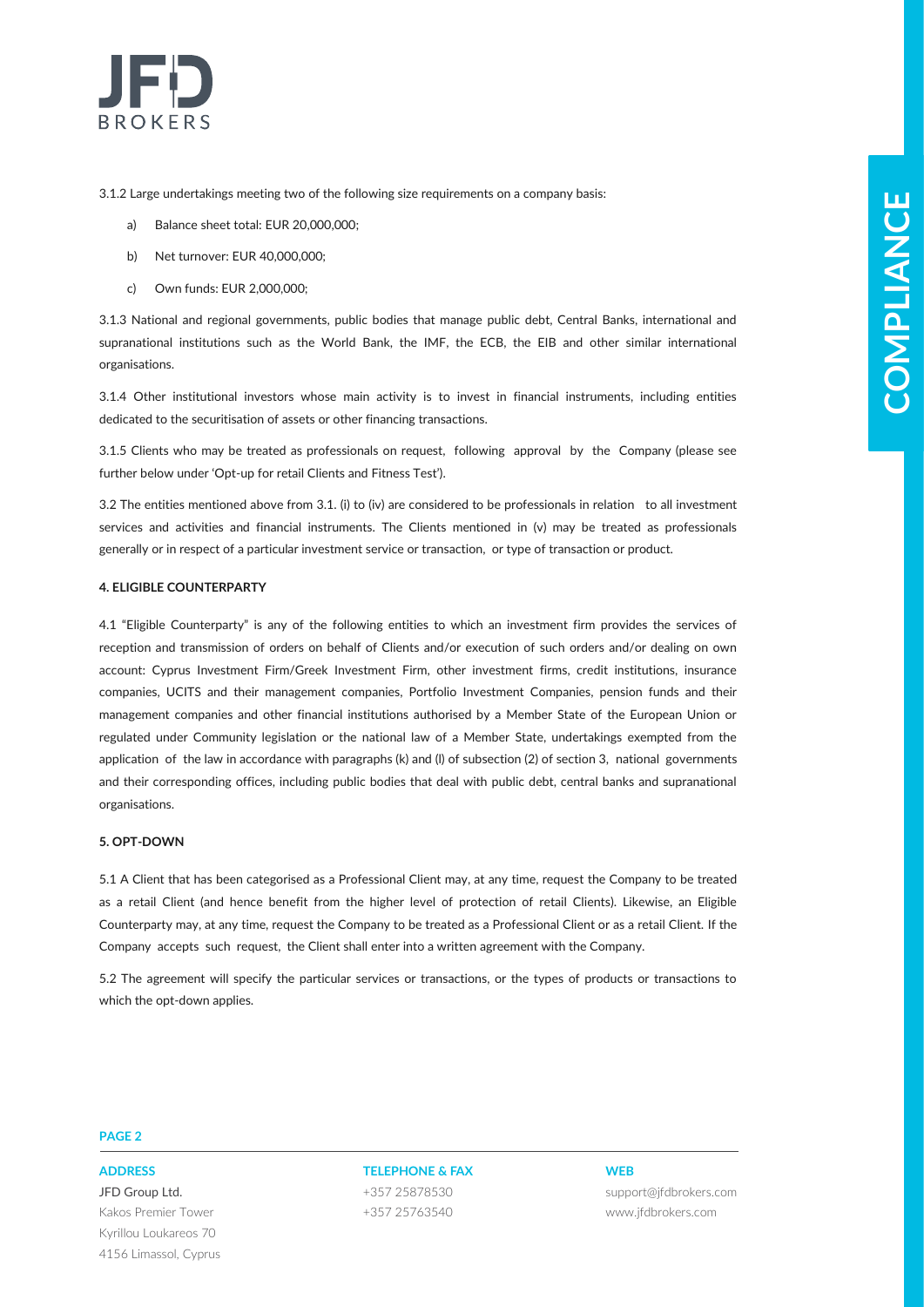3.1.2 Large undertakings meeting two of the following size requirements on a company basis:

a) Balance sheet total: EUR 20,000,000;

b) Net turnover: EUR 40,000,000;

c) Own funds: EUR 2,000,000;

3.1.3 National and regional governments, public bodies that manage public debt, Central Banks, international and supranational institutions such as the World Bank, the IMF, the ECB, the EIB and other similar international organisations.

3.1.4 Other institutional investors whose main activity is to invest in financial instruments, including entities dedicated to the securitisation of assets or other financing transactions.

3.1.5 Clients who may be treated as professionals on request, following approval by the Company (please see further below under 'Opt-up for retail Clients and Fitness Test').

3.2 The entities mentioned above from 3.1. (i) to (iv) are considered to be professionals in relation to all investment services and activities and financial instruments. The Clients mentioned in (v) may be treated as professionals generally or in respect of a particular investment service or transaction, or type of transaction or product.

**4. ELIGIBLE COUNTERPARTY**

4.1 "Eligible Counterparty" is any of the following entities to which an investment firm provides the services of reception and transmission of orders on behalf of Clients and/or execution of such orders and/or dealing on own account: Cyprus Investment Firm/Greek Investment Firm, other investment firms, credit institutions, insurance companies, UCITS and their management companies, Portfolio Investment Companies, pension funds and their management companies and other financial institutions authorised by a Member State of the European Union or regulated under Community legislation or the national law of a Member State, undertakings exempted from the application of the law in accordance with paragraphs (k) and (l) of subsection (2) of section 3, national governments and their corresponding offices, including public bodies that deal with public debt, central banks and supranational organisations.

**5. OPT-DOWN**

5.1 A Client that has been categorised as a Professional Client may, at any time, request the Company to be treated as a retail Client (and hence benefit from the higher level of protection of retail Clients). Likewise, an Eligible Counterparty may, at any time, request the Company to be treated as a Professional Client or as a retail Client. If the Company accepts such request, the Client shall enter into a written agreement with the Company.

5.2 The agreement will specify the particular services or transactions, or the types of products or transactions to which the opt-down applies.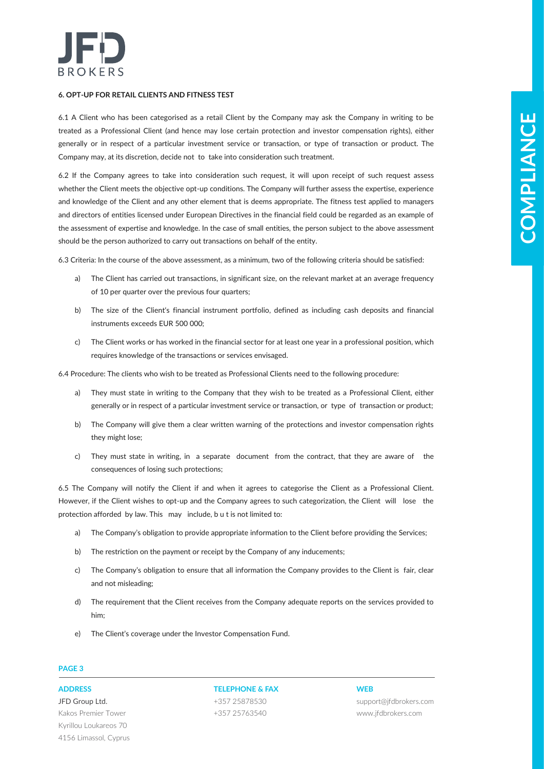### 6. OPT-UP FOR RETAIL CLIENTS AND FITNESS TEST

6.1 A Client who has been categorised as a retail Client by the Company may ask the Company in writing to be treated as a Professional Client (and hence may lose certain protection and investor compensation rights), either generally or in respect of a particular investment service or transaction, or type of transaction or product. The Company may, at its discretion, decide not to take into consideration such treatment.

6.2 If the Company agrees to take into consideration such request, it will upon receipt of such request assess whether the Client meets the objective opt-up conditions. The Company will further assess the expertise, experience and knowledge of the Client and any other element that is deems appropriate. The fitness test applied to managers and directors of entities licensed under European Directives in the financial field could be regarded as an example of the assessment of expertise and knowledge. In the case of small entities, the person subject to the above assessment should be the person authorized to carry out transactions on behalf of the entity.

6.3 Criteria: In the course of the above assessment, as a minimum, two of the following criteria should be satisfied:

a) The Client has carried out transactions, in significant size, on the relevant market at an average frequency of 10 per quarter over the previous four quarters;

b) The size of the Client's financial instrument portfolio, defined as including cash deposits and financial instruments exceeds EUR 500 000;

c) The Client works or has worked in the financial sector for at least one year in a professional position, which requires knowledge of the transactions or services envisaged.

6.4 Procedure: The clients who wish to be treated as Professional Clients need to the following procedure:

a) They must state in writing to the Company that they wish to be treated as a Professional Client, either generally or in respect of a particular investment service or transaction, or type of transaction or product;

b) The Company will give them a clear written warning of the protections and investor compensation rights they might lose;

c) They must state in writing, in a separate document from the contract, that they are aware of the consequences of losing such protections;

6.5 The Company will notify the Client if and when it agrees to categorise the Client as a Professional Client. However, if the Client wishes to opt-up and the Company agrees to such categorization, the Client will lose the protection afforded by law. This may include, b u t is not limited to:

a) The Company's obligation to provide appropriate information to the Client before providing the Services;

b) The restriction on the payment or receipt by the Company of any inducements;

c) The Company's obligation to ensure that all information the Company provides to the Client is fair, clear and not misleading;

d) The requirement that the Client receives from the Company adequate reports on the services provided to him;

e) The Client's coverage under the Investor Compensation Fund.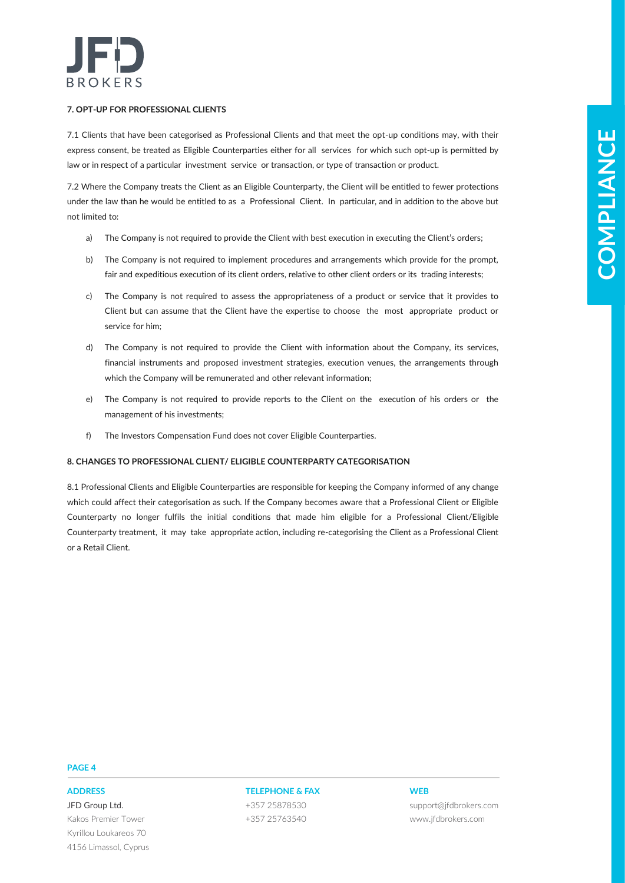### 7. OPT-UP FOR PROFESSIONAL CLIENTS

7.1 Clients that have been categorised as Professional Clients and that meet the opt-up conditions may, with their express consent, be treated as Eligible Counterparties either for all services for which such opt-up is permitted by law or in respect of a particular investment service or transaction, or type of transaction or product.

7.2 Where the Company treats the Client as an Eligible Counterparty, the Client will be entitled to fewer protections under the law than he would be entitled to as a Professional Client. In particular, and in addition to the above but not limited to:

a) The Company is not required to provide the Client with best execution in executing the Client's orders;

b) The Company is not required to implement procedures and arrangements which provide for the prompt, fair and expeditious execution of its client orders, relative to other client orders or its trading interests;

c) The Company is not required to assess the appropriateness of a product or service that it provides to Client but can assume that the Client have the expertise to choose the most appropriate product or service for him;

d) The Company is not required to provide the Client with information about the Company, its services, financial instruments and proposed investment strategies, execution venues, the arrangements through which the Company will be remunerated and other relevant information;

e) The Company is not required to provide reports to the Client on the execution of his orders or the management of his investments;

f) The Investors Compensation Fund does not cover Eligible Counterparties.

### 8. CHANGES TO PROFESSIONAL CLIENT/ ELIGIBLE COUNTERPARTY CATEGORISATION

8.1 Professional Clients and Eligible Counterparties are responsible for keeping the Company informed of any change which could affect their categorisation as such. If the Company becomes aware that a Professional Client or Eligible Counterparty no longer fulfils the initial conditions that made him eligible for a Professional Client/Eligible Counterparty treatment, it may take appropriate action, including re-categorising the Client as a Professional Client or a Retail Client.